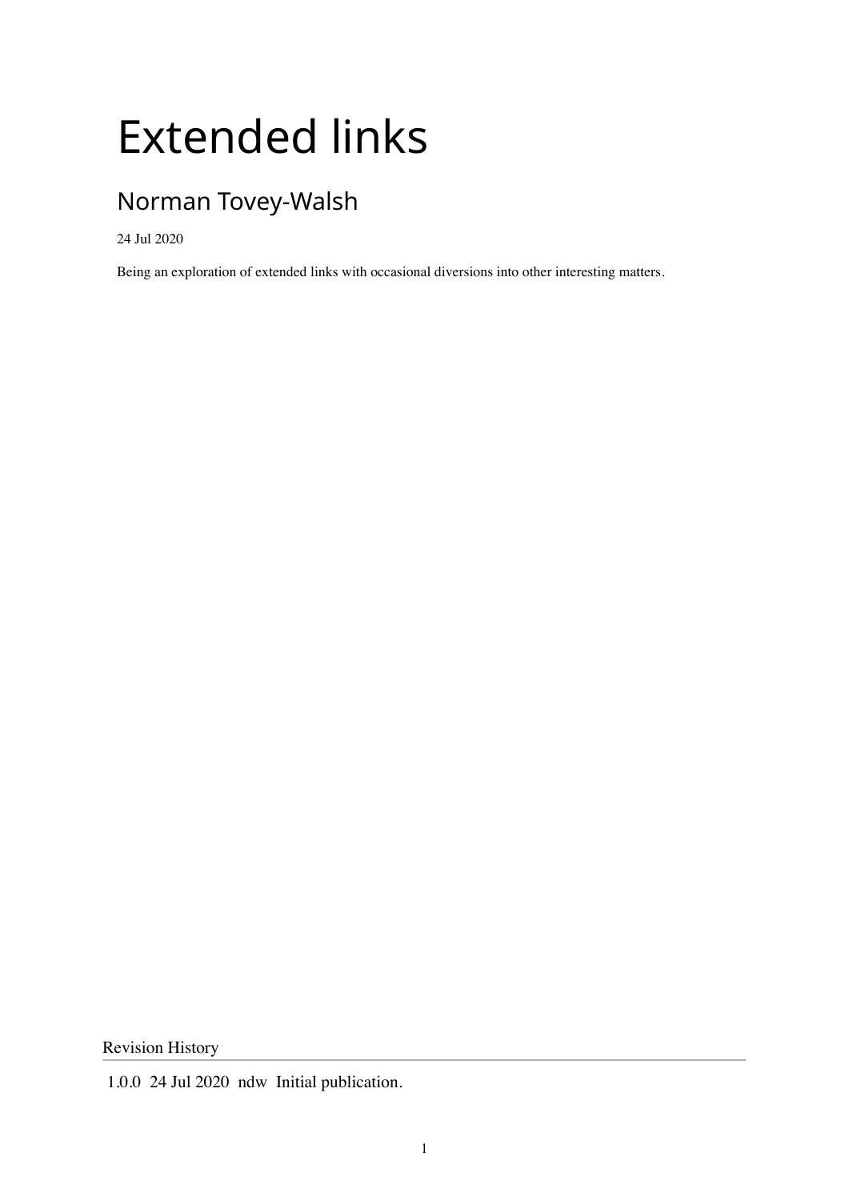# Extended links

## Norman Tovey-Walsh

24 Jul 2020

Being an exploration of extended links with occasional diversions into other interesting matters.

Revision History

| | | | |
|---|---|---|---|
| 1.0.0 | 24 Jul 2020 | ndw | Initial publication. |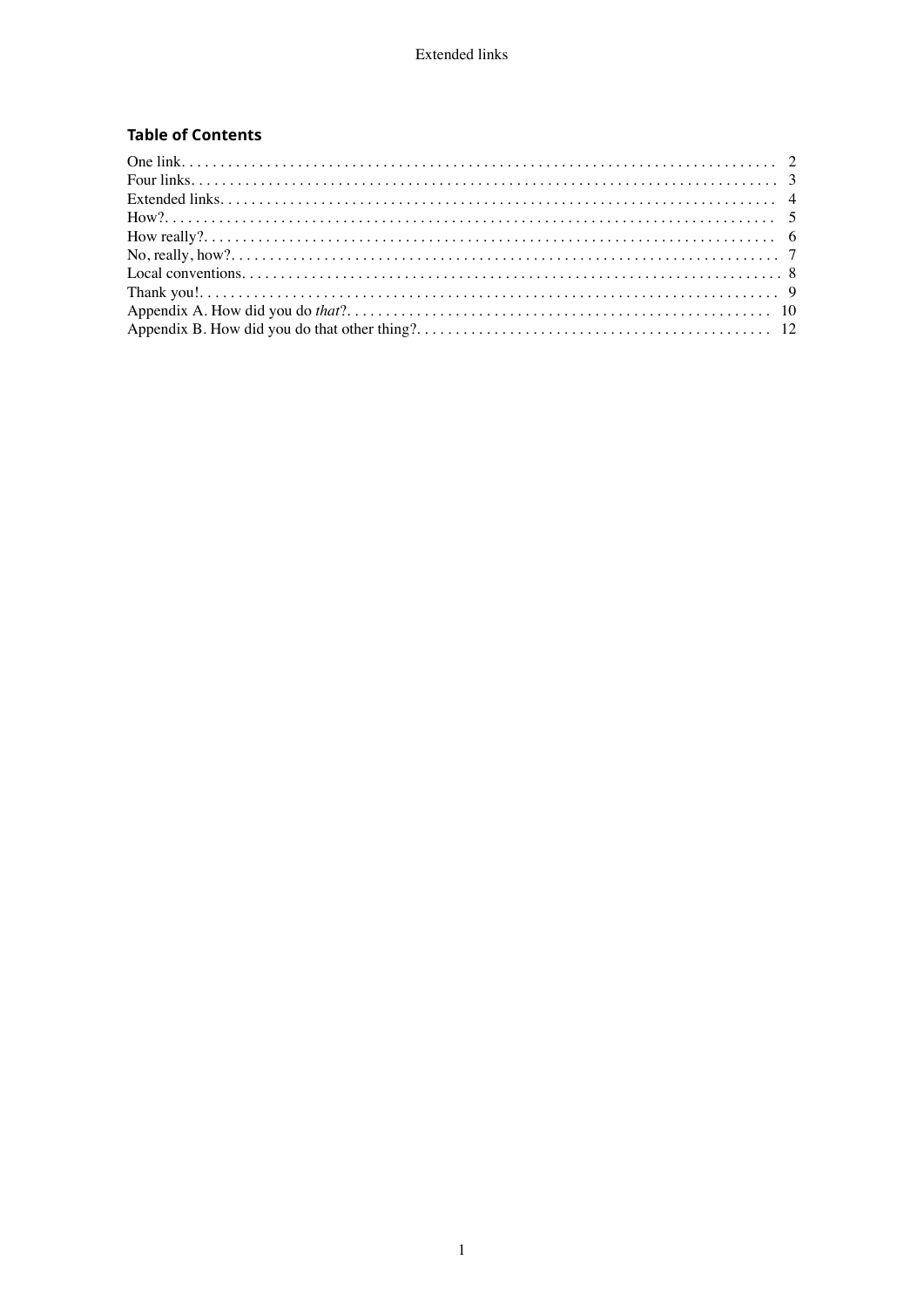## Table of Contents

One link. . . . . . . . . . . . . . . . . . . . . . . . . . . . . . . . . . . . . . . . . . . . . . . . . . . . . . . . . . . . . . . . . . . . . . . . . . . 2
Four links. . . . . . . . . . . . . . . . . . . . . . . . . . . . . . . . . . . . . . . . . . . . . . . . . . . . . . . . . . . . . . . . . . . . . . . . . 3
Extended links. . . . . . . . . . . . . . . . . . . . . . . . . . . . . . . . . . . . . . . . . . . . . . . . . . . . . . . . . . . . . . . . . . . . 4
How?. . . . . . . . . . . . . . . . . . . . . . . . . . . . . . . . . . . . . . . . . . . . . . . . . . . . . . . . . . . . . . . . . . . . . . . . . . . . . 5
How really?. . . . . . . . . . . . . . . . . . . . . . . . . . . . . . . . . . . . . . . . . . . . . . . . . . . . . . . . . . . . . . . . . . . . . . . 6
No, really, how?. . . . . . . . . . . . . . . . . . . . . . . . . . . . . . . . . . . . . . . . . . . . . . . . . . . . . . . . . . . . . . . . . . . 7
Local conventions. . . . . . . . . . . . . . . . . . . . . . . . . . . . . . . . . . . . . . . . . . . . . . . . . . . . . . . . . . . . . . . . . . 8
Thank you!. . . . . . . . . . . . . . . . . . . . . . . . . . . . . . . . . . . . . . . . . . . . . . . . . . . . . . . . . . . . . . . . . . . . . . . . 9
Appendix A. How did you do *that*?. . . . . . . . . . . . . . . . . . . . . . . . . . . . . . . . . . . . . . . . . . . . . . . . . . . 10
Appendix B. How did you do that other thing?. . . . . . . . . . . . . . . . . . . . . . . . . . . . . . . . . . . . . . . . . . . 12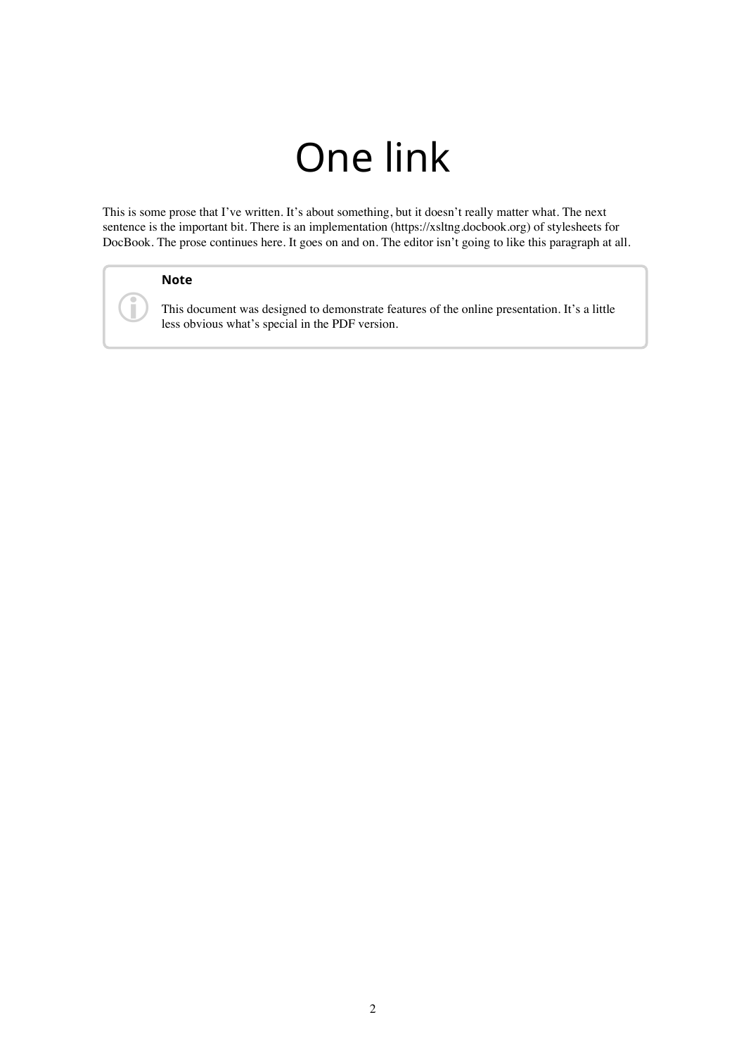# One link

This is some prose that I've written. It's about something, but it doesn't really matter what. The next sentence is the important bit. There is an implementation (https://xsltng.docbook.org) of stylesheets for DocBook. The prose continues here. It goes on and on. The editor isn't going to like this paragraph at all.

> **Note**
>
> This document was designed to demonstrate features of the online presentation. It's a little less obvious what's special in the PDF version.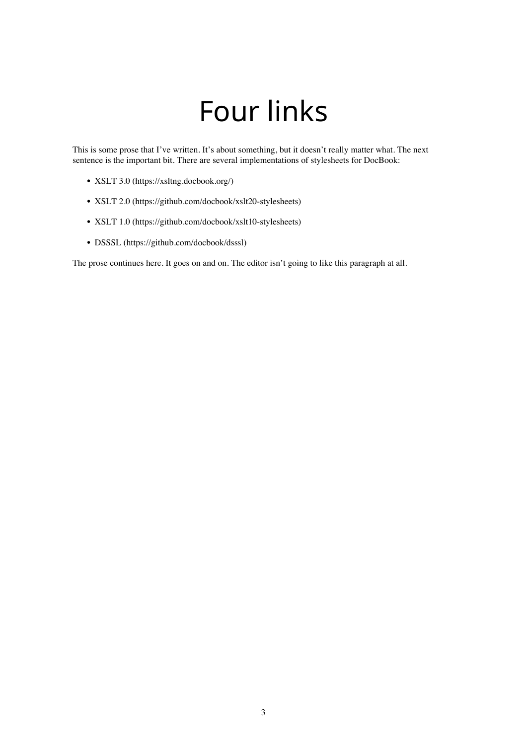# Four links

This is some prose that I've written. It's about something, but it doesn't really matter what. The next sentence is the important bit. There are several implementations of stylesheets for DocBook:

- XSLT 3.0 (https://xsltng.docbook.org/)
- XSLT 2.0 (https://github.com/docbook/xslt20-stylesheets)
- XSLT 1.0 (https://github.com/docbook/xslt10-stylesheets)
- DSSSL (https://github.com/docbook/dsssl)

The prose continues here. It goes on and on. The editor isn't going to like this paragraph at all.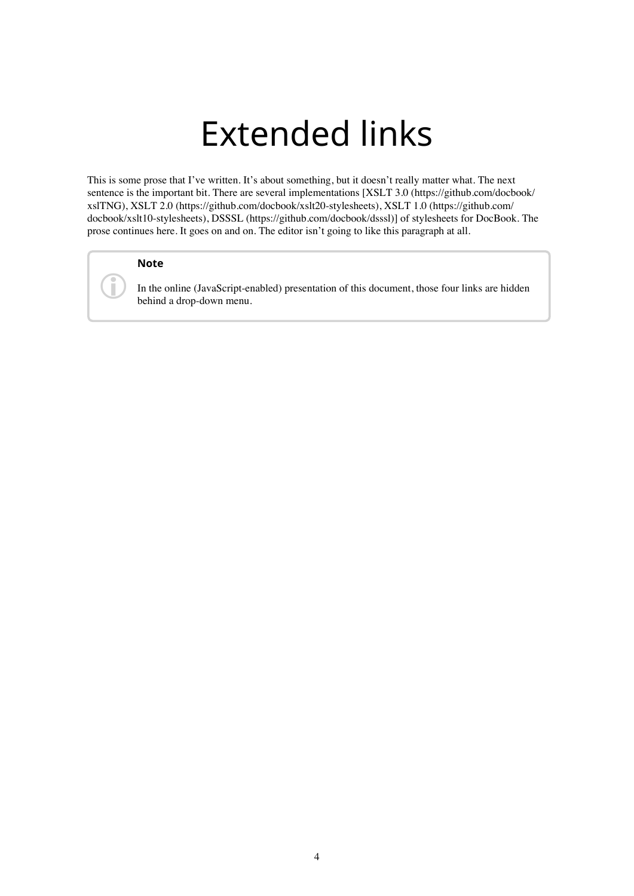# Extended links

This is some prose that I've written. It's about something, but it doesn't really matter what. The next sentence is the important bit. There are several implementations [XSLT 3.0 (https://github.com/docbook/xslTNG), XSLT 2.0 (https://github.com/docbook/xslt20-stylesheets), XSLT 1.0 (https://github.com/docbook/xslt10-stylesheets), DSSSL (https://github.com/docbook/dsssl)] of stylesheets for DocBook. The prose continues here. It goes on and on. The editor isn't going to like this paragraph at all.

> **Note**
>
> In the online (JavaScript-enabled) presentation of this document, those four links are hidden behind a drop-down menu.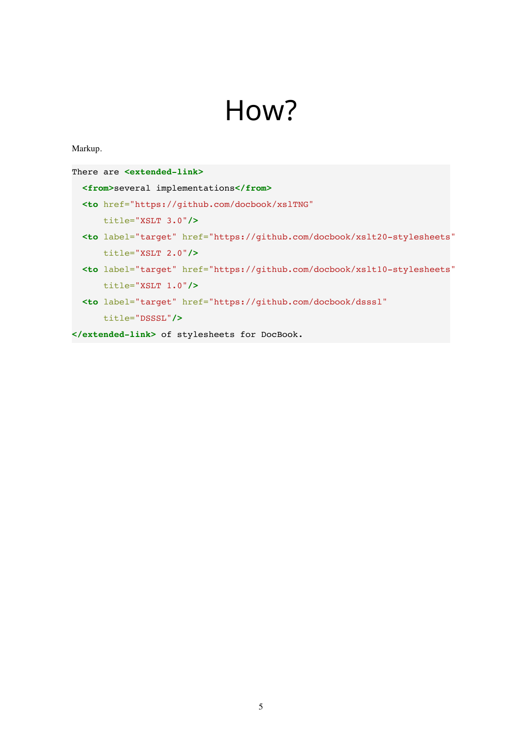# How?

Markup.

```
There are <extended-link>
  <from>several implementations</from>
  <to href="https://github.com/docbook/xslTNG"
      title="XSLT 3.0"/>
  <to label="target" href="https://github.com/docbook/xslt20-stylesheets"
      title="XSLT 2.0"/>
  <to label="target" href="https://github.com/docbook/xslt10-stylesheets"
      title="XSLT 1.0"/>
  <to label="target" href="https://github.com/docbook/dsssl"
      title="DSSSL"/>
</extended-link> of stylesheets for DocBook.
```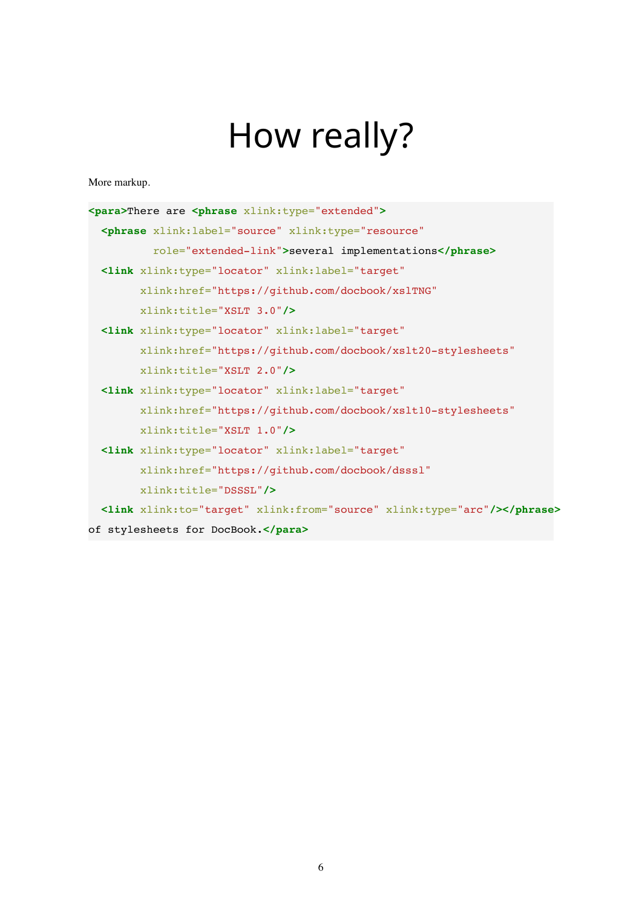# How really?

More markup.

```
<para>There are <phrase xlink:type="extended">
  <phrase xlink:label="source" xlink:type="resource"
          role="extended-link">several implementations</phrase>
  <link xlink:type="locator" xlink:label="target"
        xlink:href="https://github.com/docbook/xslTNG"
        xlink:title="XSLT 3.0"/>
  <link xlink:type="locator" xlink:label="target"
        xlink:href="https://github.com/docbook/xslt20-stylesheets"
        xlink:title="XSLT 2.0"/>
  <link xlink:type="locator" xlink:label="target"
        xlink:href="https://github.com/docbook/xslt10-stylesheets"
        xlink:title="XSLT 1.0"/>
  <link xlink:type="locator" xlink:label="target"
        xlink:href="https://github.com/docbook/dsssl"
        xlink:title="DSSSL"/>
  <link xlink:to="target" xlink:from="source" xlink:type="arc"/></phrase>
of stylesheets for DocBook.</para>
```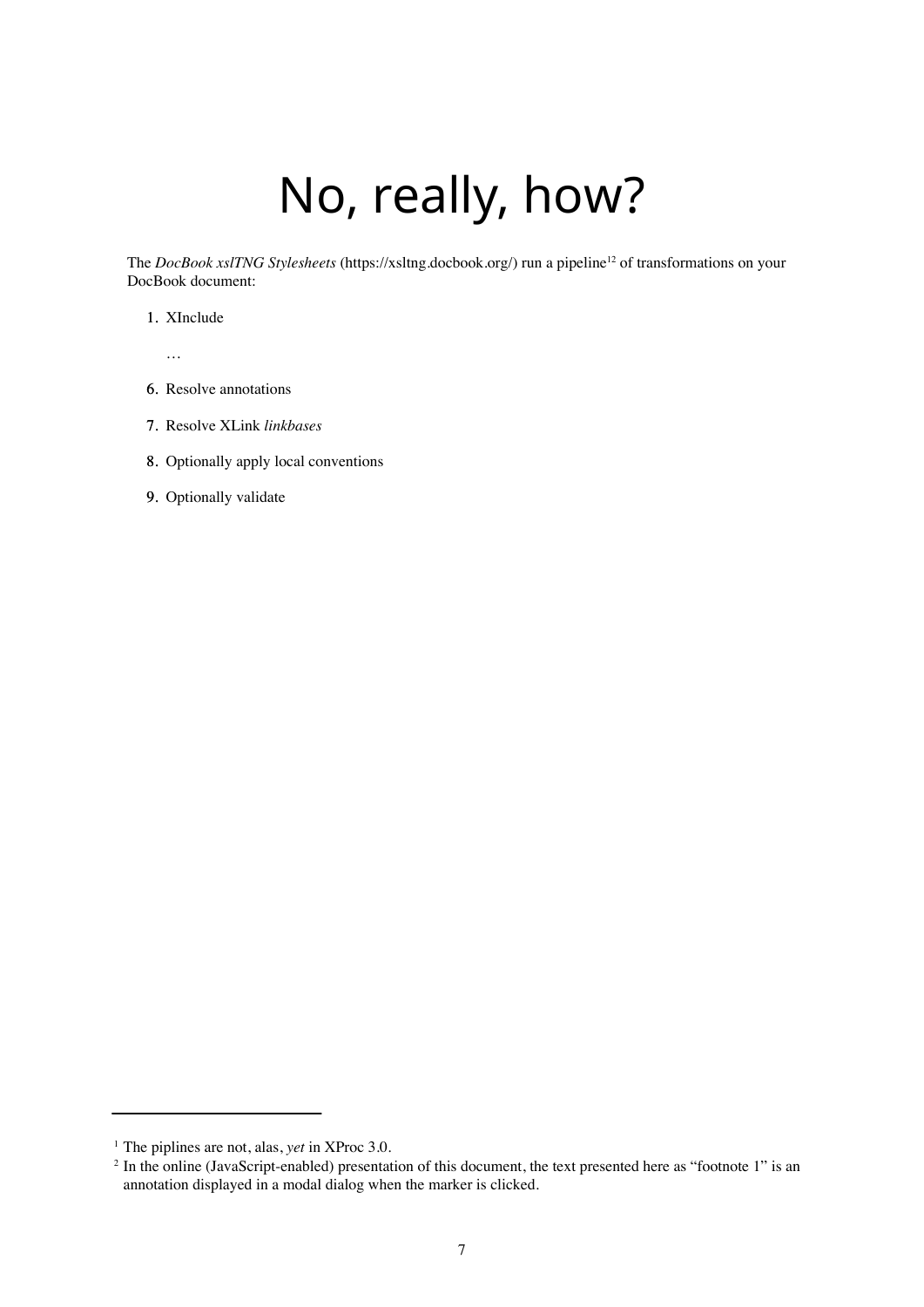# No, really, how?

The *DocBook xslTNG Stylesheets* (https://xsltng.docbook.org/) run a pipeline[1][2] of transformations on your DocBook document:

1. XInclude

   …

6. Resolve annotations
7. Resolve XLink *linkbases*
8. Optionally apply local conventions
9. Optionally validate

[1] The piplines are not, alas, *yet* in XProc 3.0.

[2] In the online (JavaScript-enabled) presentation of this document, the text presented here as "footnote 1" is an annotation displayed in a modal dialog when the marker is clicked.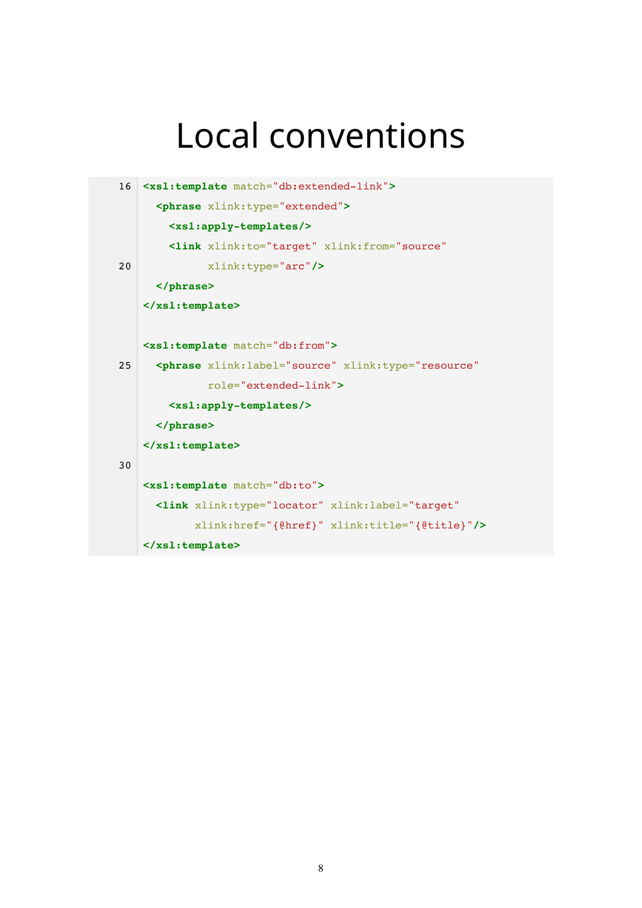# Local conventions

```
16 <xsl:template match="db:extended-link">
     <phrase xlink:type="extended">
       <xsl:apply-templates/>
       <link xlink:to="target" xlink:from="source"
20           xlink:type="arc"/>
     </phrase>
   </xsl:template>

   <xsl:template match="db:from">
25   <phrase xlink:label="source" xlink:type="resource"
             role="extended-link">
       <xsl:apply-templates/>
     </phrase>
   </xsl:template>
30
   <xsl:template match="db:to">
     <link xlink:type="locator" xlink:label="target"
           xlink:href="{@href}" xlink:title="{@title}"/>
   </xsl:template>
```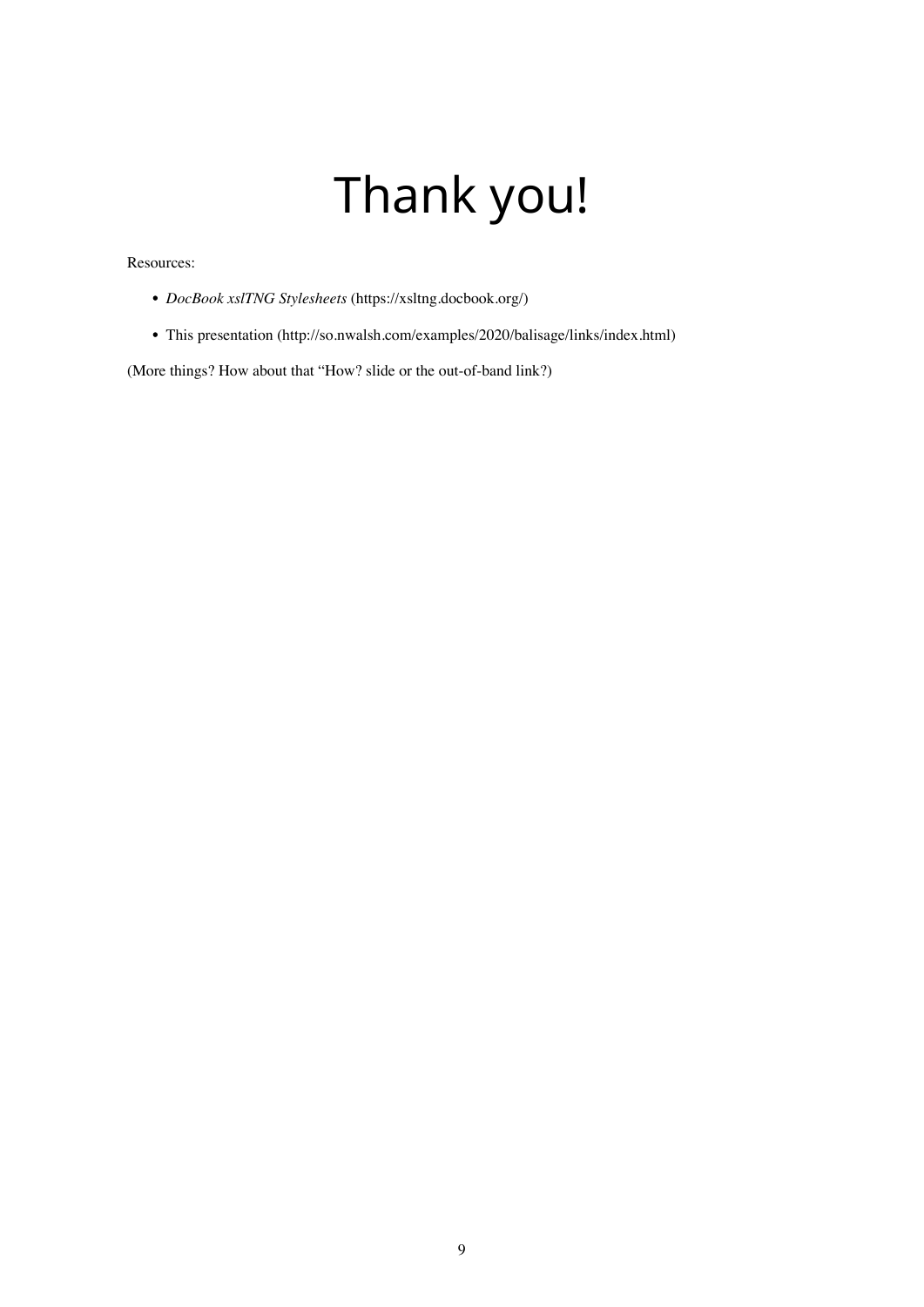# Thank you!

Resources:

- *DocBook xslTNG Stylesheets* (https://xsltng.docbook.org/)
- This presentation (http://so.nwalsh.com/examples/2020/balisage/links/index.html)

(More things? How about that “How? slide or the out-of-band link?)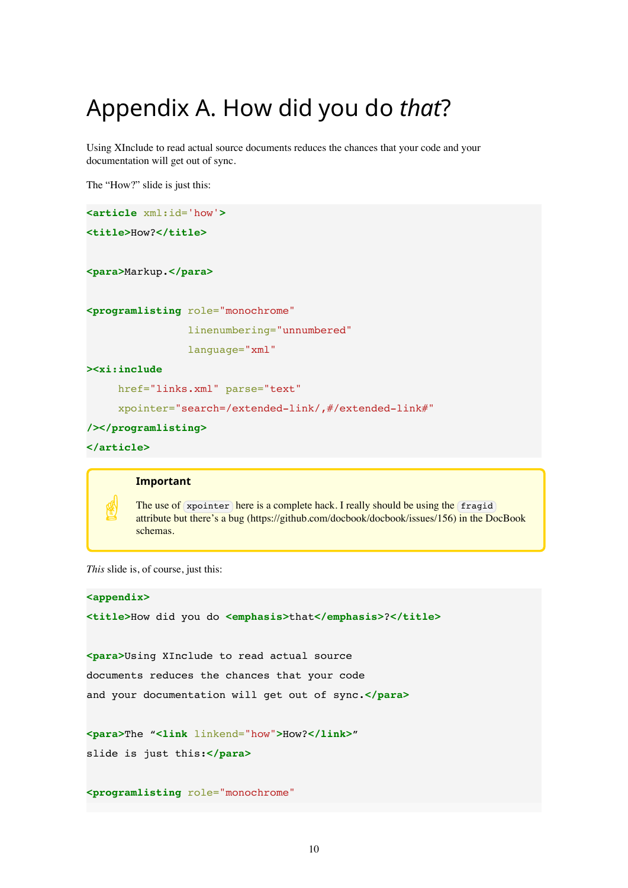# Appendix A. How did you do *that*?

Using XInclude to read actual source documents reduces the chances that your code and your documentation will get out of sync.

The “How?” slide is just this:

```
<article xml:id='how'>
<title>How?</title>

<para>Markup.</para>

<programlisting role="monochrome"
                linenumbering="unnumbered"
                language="xml"
><xi:include
     href="links.xml" parse="text"
     xpointer="search=/extended-link/,#/extended-link#"
/></programlisting>
</article>
```

> **Important**
>
> The use of `xpointer` here is a complete hack. I really should be using the `fragid` attribute but there’s a bug (https://github.com/docbook/docbook/issues/156) in the DocBook schemas.

*This* slide is, of course, just this:

```
<appendix>
<title>How did you do <emphasis>that</emphasis>?</title>

<para>Using XInclude to read actual source
documents reduces the chances that your code
and your documentation will get out of sync.</para>

<para>The “<link linkend="how">How?</link>”
slide is just this:</para>

<programlisting role="monochrome"
```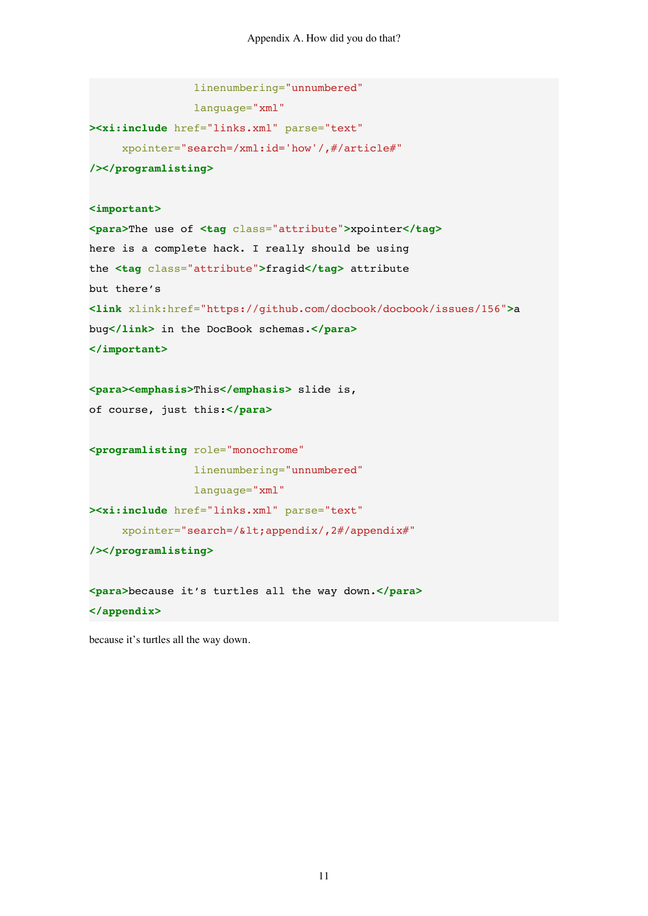```
                linenumbering="unnumbered"
                language="xml"
><xi:include href="links.xml" parse="text"
     xpointer="search=/xml:id='how'/,#/article#"
/></programlisting>

<important>
<para>The use of <tag class="attribute">xpointer</tag>
here is a complete hack. I really should be using
the <tag class="attribute">fragid</tag> attribute
but there’s
<link xlink:href="https://github.com/docbook/docbook/issues/156">a
bug</link> in the DocBook schemas.</para>
</important>

<para><emphasis>This</emphasis> slide is,
of course, just this:</para>

<programlisting role="monochrome"
                linenumbering="unnumbered"
                language="xml"
><xi:include href="links.xml" parse="text"
     xpointer="search=/&lt;appendix/,2#/appendix#"
/></programlisting>

<para>because it’s turtles all the way down.</para>
</appendix>
```

because it’s turtles all the way down.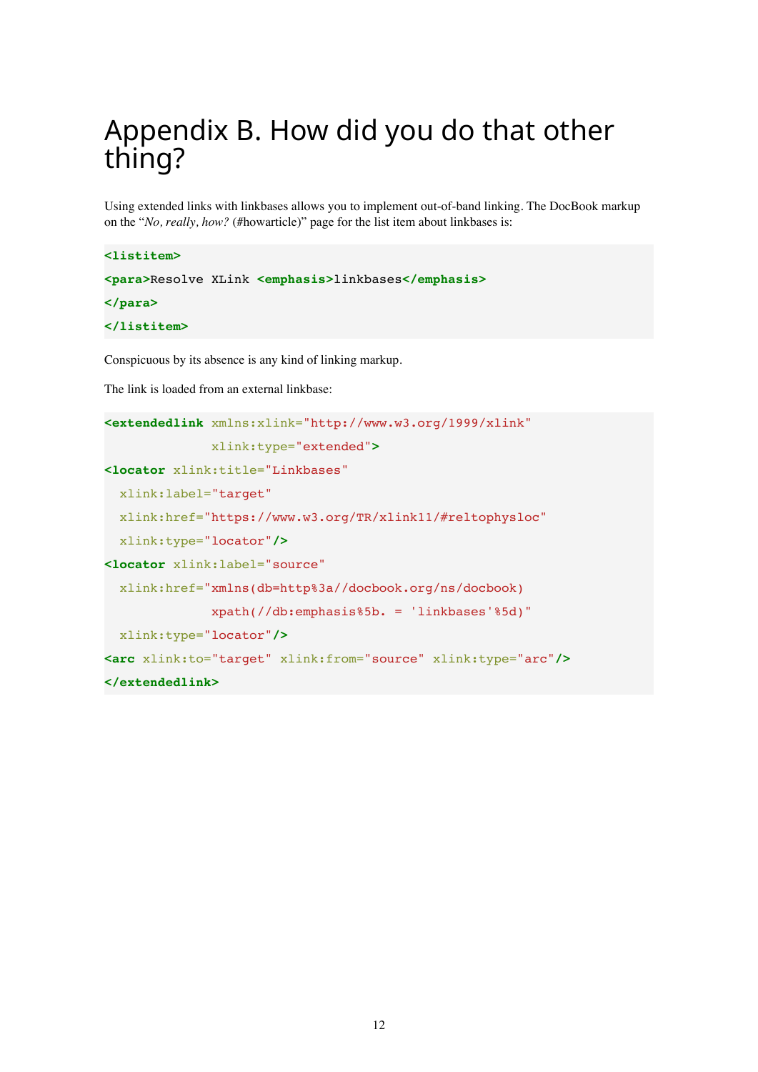# Appendix B. How did you do that other thing?

Using extended links with linkbases allows you to implement out-of-band linking. The DocBook markup on the “*No, really, how?* (#howarticle)” page for the list item about linkbases is:

```
<listitem>
<para>Resolve XLink <emphasis>linkbases</emphasis>
</para>
</listitem>
```

Conspicuous by its absence is any kind of linking markup.

The link is loaded from an external linkbase:

```
<extendedlink xmlns:xlink="http://www.w3.org/1999/xlink"
              xlink:type="extended">
<locator xlink:title="Linkbases"
  xlink:label="target"
  xlink:href="https://www.w3.org/TR/xlink11/#reltophysloc"
  xlink:type="locator"/>
<locator xlink:label="source"
  xlink:href="xmlns(db=http%3a//docbook.org/ns/docbook)
              xpath(//db:emphasis%5b. = 'linkbases'%5d)"
  xlink:type="locator"/>
<arc xlink:to="target" xlink:from="source" xlink:type="arc"/>
</extendedlink>
```